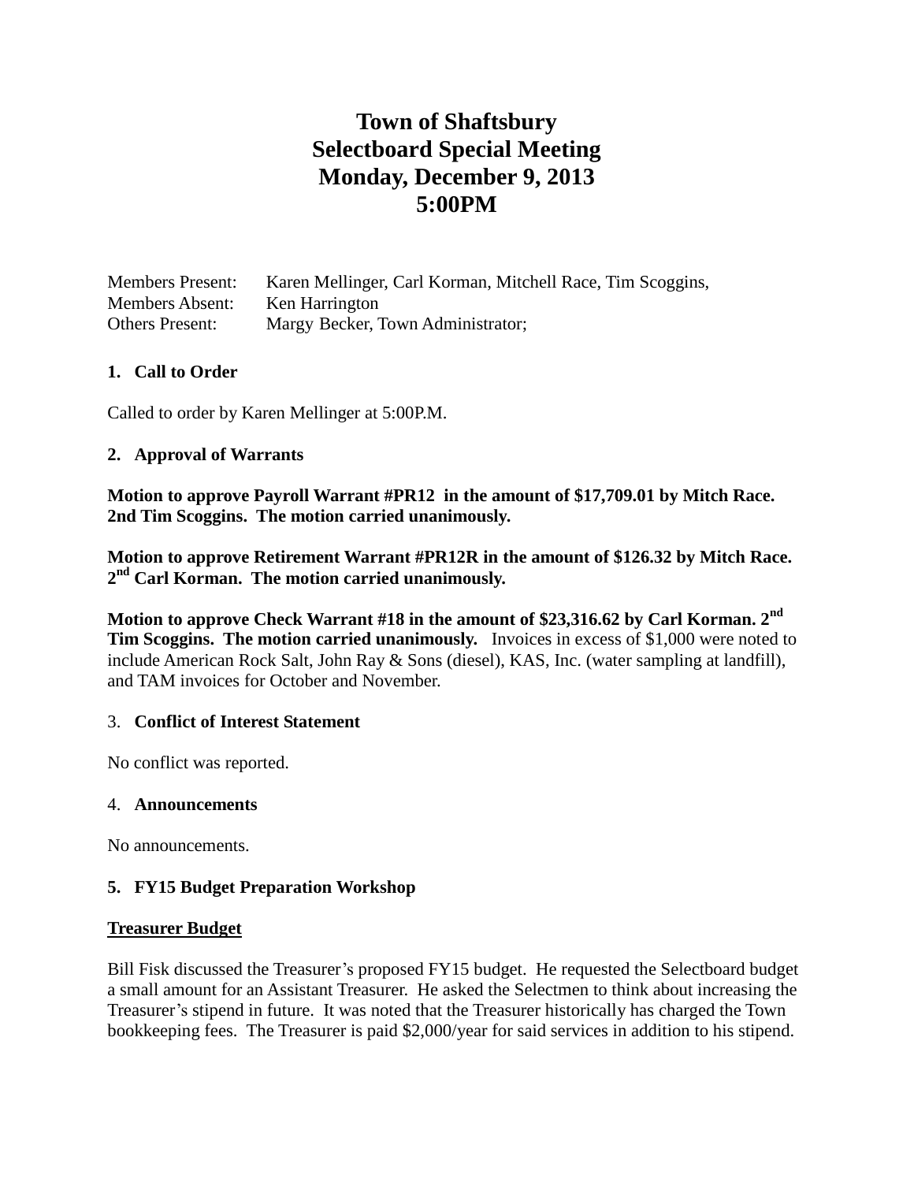# Town of Shaftsbury
# Selectboard Special Meeting
# Monday, December 9, 2013
# 5:00PM

Members Present: Karen Mellinger, Carl Korman, Mitchell Race, Tim Scoggins,
Members Absent: Ken Harrington
Others Present: Margy Becker, Town Administrator;

## 1. Call to Order

Called to order by Karen Mellinger at 5:00P.M.

## 2. Approval of Warrants

**Motion to approve Payroll Warrant #PR12 in the amount of $17,709.01 by Mitch Race. 2nd Tim Scoggins. The motion carried unanimously.**

**Motion to approve Retirement Warrant #PR12R in the amount of $126.32 by Mitch Race. 2nd Carl Korman. The motion carried unanimously.**

**Motion to approve Check Warrant #18 in the amount of $23,316.62 by Carl Korman. 2nd Tim Scoggins. The motion carried unanimously.** Invoices in excess of $1,000 were noted to include American Rock Salt, John Ray & Sons (diesel), KAS, Inc. (water sampling at landfill), and TAM invoices for October and November.

## 3. Conflict of Interest Statement

No conflict was reported.

## 4. Announcements

No announcements.

## 5. FY15 Budget Preparation Workshop

**Treasurer Budget**

Bill Fisk discussed the Treasurer's proposed FY15 budget. He requested the Selectboard budget a small amount for an Assistant Treasurer. He asked the Selectmen to think about increasing the Treasurer's stipend in future. It was noted that the Treasurer historically has charged the Town bookkeeping fees. The Treasurer is paid $2,000/year for said services in addition to his stipend.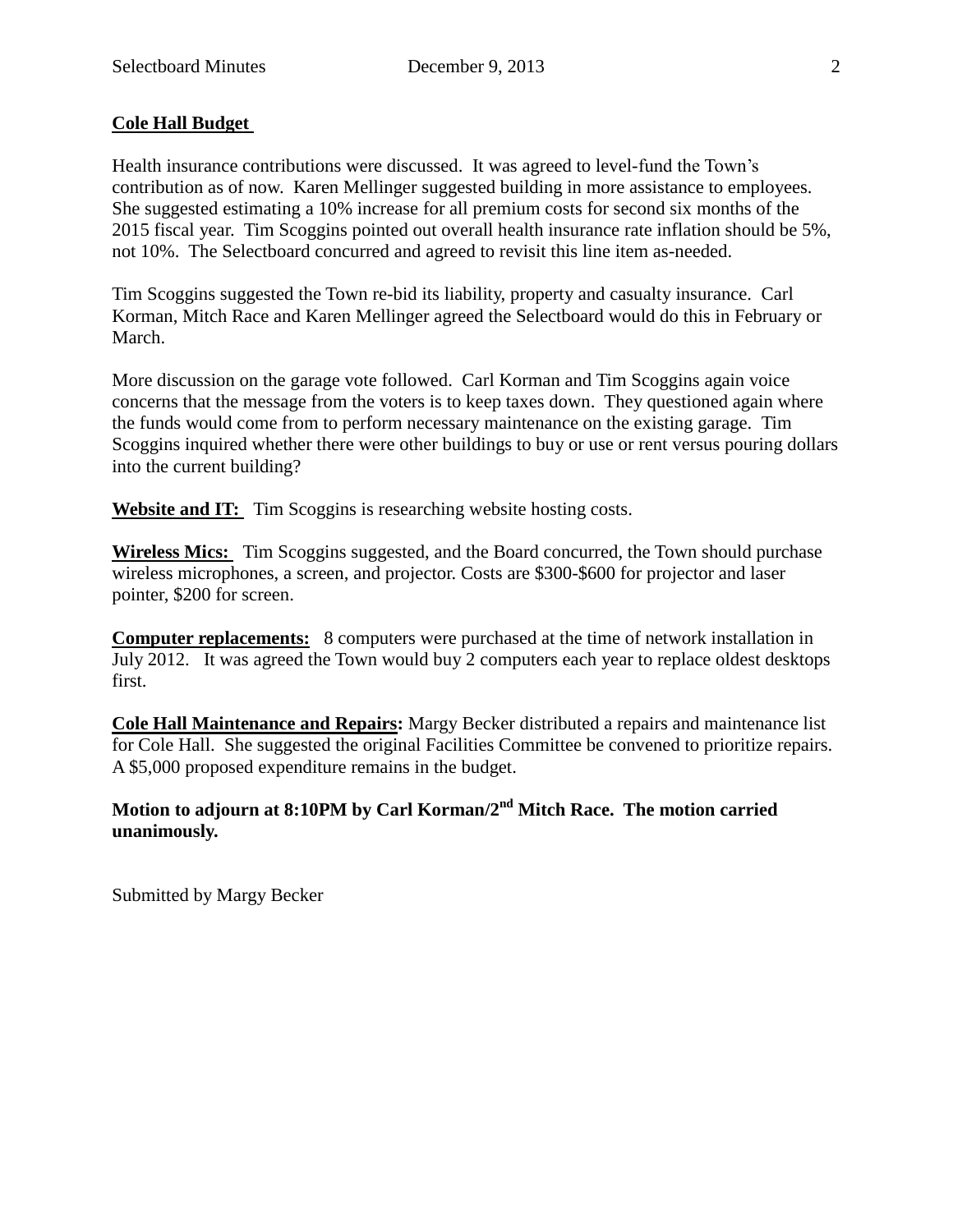**Cole Hall Budget**

Health insurance contributions were discussed. It was agreed to level-fund the Town's contribution as of now. Karen Mellinger suggested building in more assistance to employees. She suggested estimating a 10% increase for all premium costs for second six months of the 2015 fiscal year. Tim Scoggins pointed out overall health insurance rate inflation should be 5%, not 10%. The Selectboard concurred and agreed to revisit this line item as-needed.

Tim Scoggins suggested the Town re-bid its liability, property and casualty insurance. Carl Korman, Mitch Race and Karen Mellinger agreed the Selectboard would do this in February or March.

More discussion on the garage vote followed. Carl Korman and Tim Scoggins again voice concerns that the message from the voters is to keep taxes down. They questioned again where the funds would come from to perform necessary maintenance on the existing garage. Tim Scoggins inquired whether there were other buildings to buy or use or rent versus pouring dollars into the current building?

**Website and IT:** Tim Scoggins is researching website hosting costs.

**Wireless Mics:** Tim Scoggins suggested, and the Board concurred, the Town should purchase wireless microphones, a screen, and projector. Costs are $300-$600 for projector and laser pointer, $200 for screen.

**Computer replacements:** 8 computers were purchased at the time of network installation in July 2012. It was agreed the Town would buy 2 computers each year to replace oldest desktops first.

**Cole Hall Maintenance and Repairs:** Margy Becker distributed a repairs and maintenance list for Cole Hall. She suggested the original Facilities Committee be convened to prioritize repairs. A $5,000 proposed expenditure remains in the budget.

**Motion to adjourn at 8:10PM by Carl Korman/2nd Mitch Race. The motion carried unanimously.**

Submitted by Margy Becker